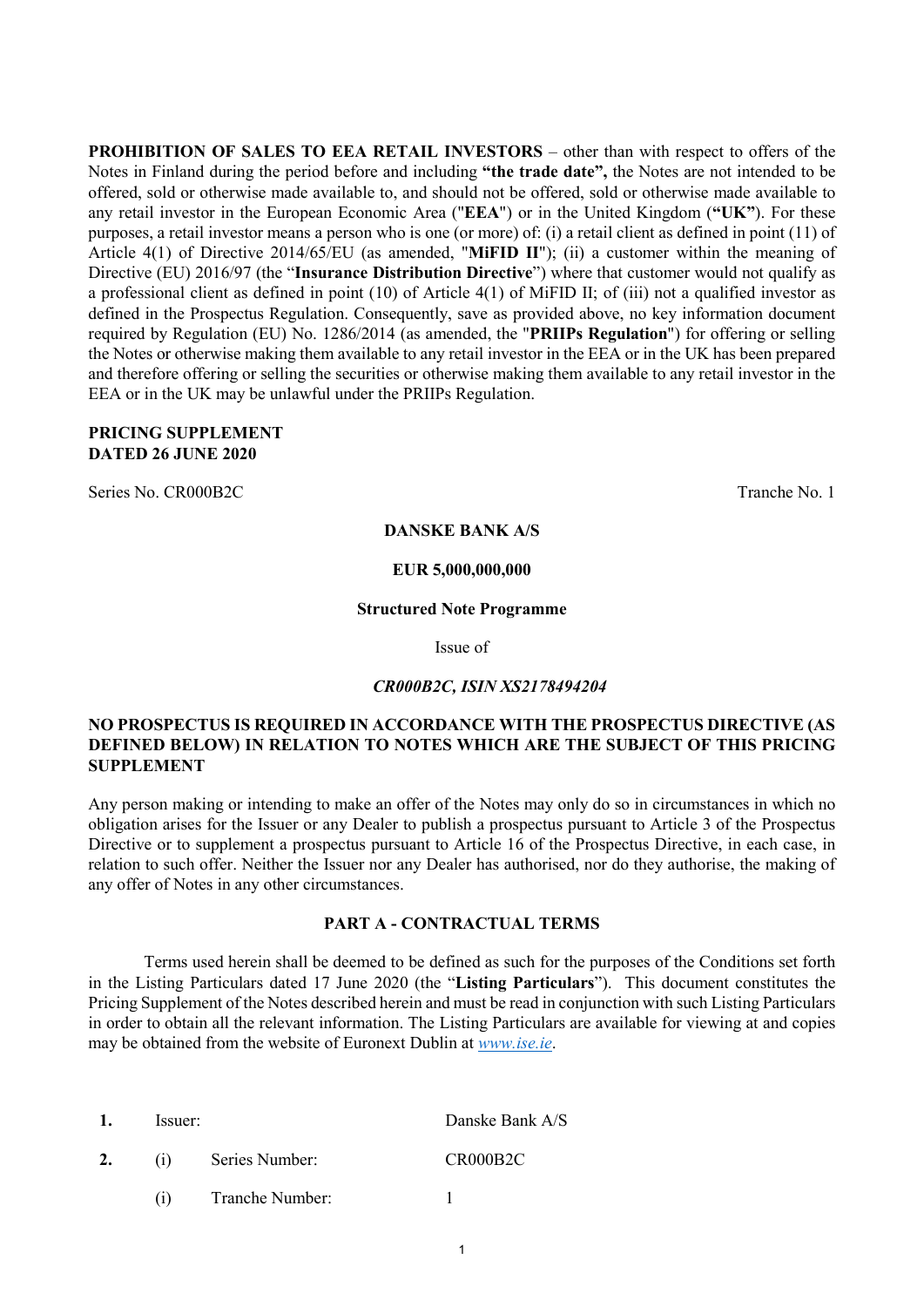**PROHIBITION OF SALES TO EEA RETAIL INVESTORS** – other than with respect to offers of the Notes in Finland during the period before and including **"the trade date",** the Notes are not intended to be offered, sold or otherwise made available to, and should not be offered, sold or otherwise made available to any retail investor in the European Economic Area ("**EEA**") or in the United Kingdom (**"UK"**). For these purposes, a retail investor means a person who is one (or more) of: (i) a retail client as defined in point (11) of Article 4(1) of Directive 2014/65/EU (as amended, "**MiFID II**"); (ii) a customer within the meaning of Directive (EU) 2016/97 (the "**Insurance Distribution Directive**") where that customer would not qualify as a professional client as defined in point (10) of Article 4(1) of MiFID II; of (iii) not a qualified investor as defined in the Prospectus Regulation. Consequently, save as provided above, no key information document required by Regulation (EU) No. 1286/2014 (as amended, the "**PRIIPs Regulation**") for offering or selling the Notes or otherwise making them available to any retail investor in the EEA or in the UK has been prepared and therefore offering or selling the securities or otherwise making them available to any retail investor in the EEA or in the UK may be unlawful under the PRIIPs Regulation.

**PRICING SUPPLEMENT**
**DATED 26 JUNE 2020**

Series No. CR000B2C Tranche No. 1

**DANSKE BANK A/S**

**EUR 5,000,000,000**

**Structured Note Programme**

Issue of

***CR000B2C, ISIN XS2178494204***

**NO PROSPECTUS IS REQUIRED IN ACCORDANCE WITH THE PROSPECTUS DIRECTIVE (AS DEFINED BELOW) IN RELATION TO NOTES WHICH ARE THE SUBJECT OF THIS PRICING SUPPLEMENT**

Any person making or intending to make an offer of the Notes may only do so in circumstances in which no obligation arises for the Issuer or any Dealer to publish a prospectus pursuant to Article 3 of the Prospectus Directive or to supplement a prospectus pursuant to Article 16 of the Prospectus Directive, in each case, in relation to such offer. Neither the Issuer nor any Dealer has authorised, nor do they authorise, the making of any offer of Notes in any other circumstances.

## PART A - CONTRACTUAL TERMS

Terms used herein shall be deemed to be defined as such for the purposes of the Conditions set forth in the Listing Particulars dated 17 June 2020 (the "**Listing Particulars**"). This document constitutes the Pricing Supplement of the Notes described herein and must be read in conjunction with such Listing Particulars in order to obtain all the relevant information. The Listing Particulars are available for viewing at and copies may be obtained from the website of Euronext Dublin at *www.ise.ie*.

| | | | |
|---|---|---|---|
| **1.** | Issuer: | | Danske Bank A/S |
| **2.** | (i) | Series Number: | CR000B2C |
| | (i) | Tranche Number: | 1 |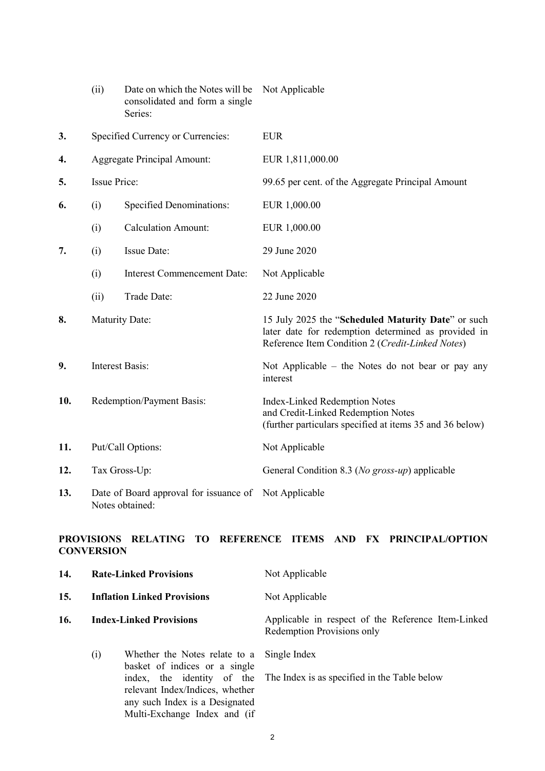| | | | |
|---|---|---|---|
| | (ii) | Date on which the Notes will be consolidated and form a single Series: | Not Applicable |
| **3.** | Specified Currency or Currencies: | | EUR |
| **4.** | Aggregate Principal Amount: | | EUR 1,811,000.00 |
| **5.** | Issue Price: | | 99.65 per cent. of the Aggregate Principal Amount |
| **6.** | (i) | Specified Denominations: | EUR 1,000.00 |
| | (i) | Calculation Amount: | EUR 1,000.00 |
| **7.** | (i) | Issue Date: | 29 June 2020 |
| | (i) | Interest Commencement Date: | Not Applicable |
| | (ii) | Trade Date: | 22 June 2020 |
| **8.** | Maturity Date: | | 15 July 2025 the "**Scheduled Maturity Date**" or such later date for redemption determined as provided in Reference Item Condition 2 (*Credit-Linked Notes*) |
| **9.** | Interest Basis: | | Not Applicable – the Notes do not bear or pay any interest |
| **10.** | Redemption/Payment Basis: | | Index-Linked Redemption Notes and Credit-Linked Redemption Notes (further particulars specified at items 35 and 36 below) |
| **11.** | Put/Call Options: | | Not Applicable |
| **12.** | Tax Gross-Up: | | General Condition 8.3 (*No gross-up*) applicable |
| **13.** | Date of Board approval for issuance of Notes obtained: | | Not Applicable |

**PROVISIONS RELATING TO REFERENCE ITEMS AND FX PRINCIPAL/OPTION CONVERSION**

| | | | |
|---|---|---|---|
| **14.** | **Rate-Linked Provisions** | | Not Applicable |
| **15.** | **Inflation Linked Provisions** | | Not Applicable |
| **16.** | **Index-Linked Provisions** | | Applicable in respect of the Reference Item-Linked Redemption Provisions only |
| | (i) | Whether the Notes relate to a basket of indices or a single index, the identity of the relevant Index/Indices, whether any such Index is a Designated Multi-Exchange Index and (if | Single Index<br><br>The Index is as specified in the Table below |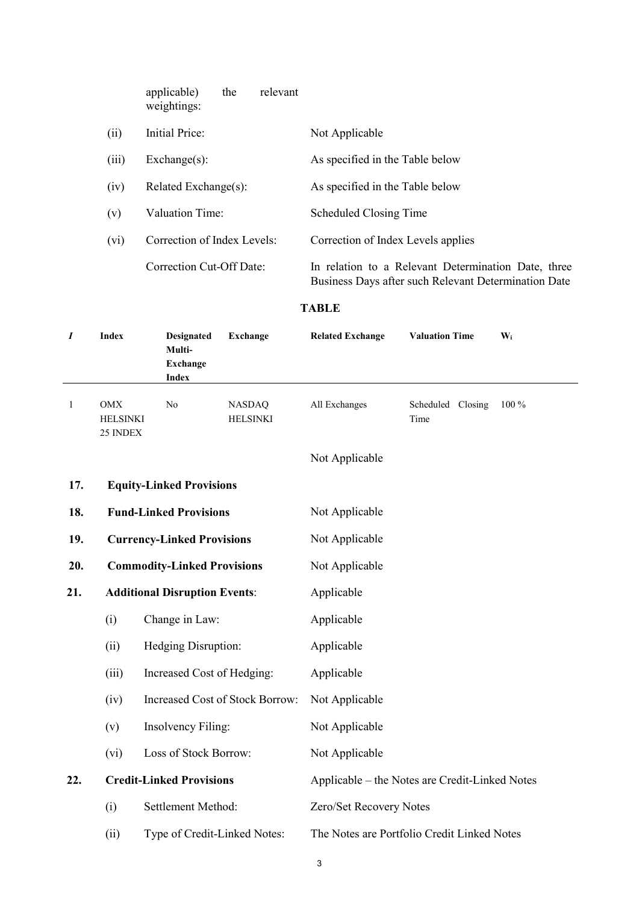applicable) the relevant weightings:

| | | |
|---|---|---|
| (ii) | Initial Price: | Not Applicable |
| (iii) | Exchange(s): | As specified in the Table below |
| (iv) | Related Exchange(s): | As specified in the Table below |
| (v) | Valuation Time: | Scheduled Closing Time |
| (vi) | Correction of Index Levels: | Correction of Index Levels applies |
| | Correction Cut-Off Date: | In relation to a Relevant Determination Date, three Business Days after such Relevant Determination Date |

**TABLE**

| *I* | Index | Designated Multi-Exchange Index | Exchange | Related Exchange | Valuation Time | $W_i$ |
|---|---|---|---|---|---|---|
| 1 | OMX HELSINKI 25 INDEX | No | NASDAQ HELSINKI | All Exchanges | Scheduled Closing Time | 100 % |

| | | |
|---|---|---|
| **17.** | **Equity-Linked Provisions** | Not Applicable |
| **18.** | **Fund-Linked Provisions** | Not Applicable |
| **19.** | **Currency-Linked Provisions** | Not Applicable |
| **20.** | **Commodity-Linked Provisions** | Not Applicable |
| **21.** | **Additional Disruption Events**: | Applicable |
| (i) | Change in Law: | Applicable |
| (ii) | Hedging Disruption: | Applicable |
| (iii) | Increased Cost of Hedging: | Applicable |
| (iv) | Increased Cost of Stock Borrow: | Not Applicable |
| (v) | Insolvency Filing: | Not Applicable |
| (vi) | Loss of Stock Borrow: | Not Applicable |
| **22.** | **Credit-Linked Provisions** | Applicable – the Notes are Credit-Linked Notes |
| (i) | Settlement Method: | Zero/Set Recovery Notes |
| (ii) | Type of Credit-Linked Notes: | The Notes are Portfolio Credit Linked Notes |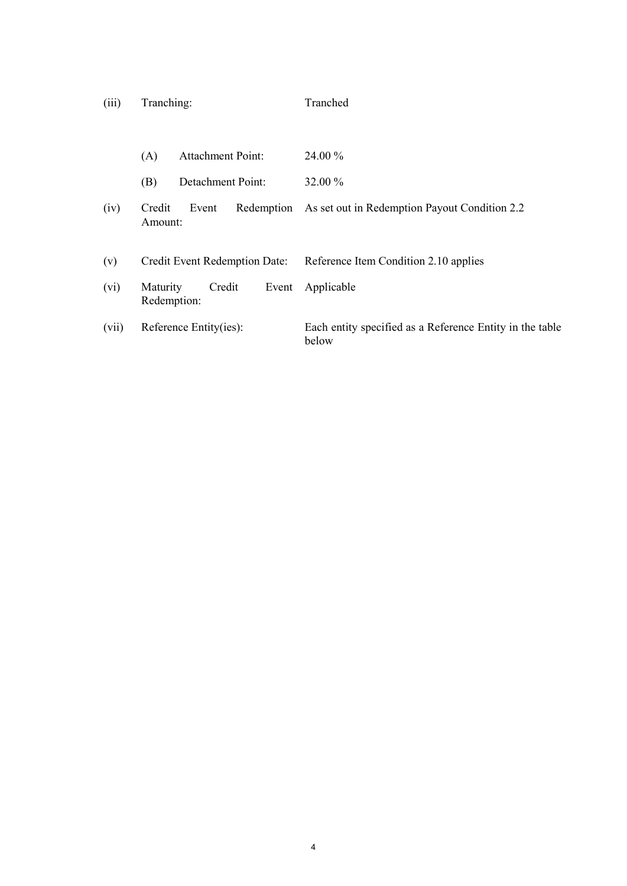| | | |
|---|---|---|
| (iii) | Tranching: | Tranched |
| | (A) Attachment Point: | 24.00 % |
| | (B) Detachment Point: | 32.00 % |
| (iv) | Credit Event Redemption Amount: | As set out in Redemption Payout Condition 2.2 |
| (v) | Credit Event Redemption Date: | Reference Item Condition 2.10 applies |
| (vi) | Maturity Credit Event Redemption: | Applicable |
| (vii) | Reference Entity(ies): | Each entity specified as a Reference Entity in the table below |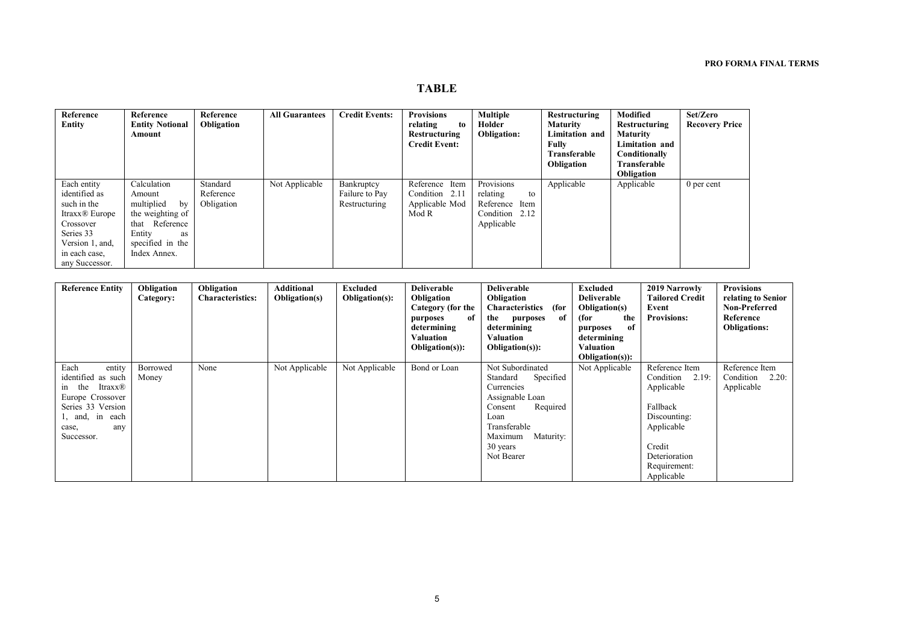# TABLE

| Reference Entity | Reference Entity Notional Amount | Reference Obligation | All Guarantees | Credit Events: | Provisions relating to Restructuring Credit Event: | Multiple Holder Obligation: | Restructuring Maturity Limitation and Fully Transferable Obligation | Modified Restructuring Maturity Limitation and Conditionally Transferable Obligation | Set/Zero Recovery Price |
|---|---|---|---|---|---|---|---|---|---|
| Each entity identified as such in the Itraxx® Europe Crossover Series 33 Version 1, and, in each case, any Successor. | Calculation Amount multiplied by the weighting of that Reference Entity as specified in the Index Annex. | Standard Reference Obligation | Not Applicable | Bankruptcy Failure to Pay Restructuring | Reference Item Condition 2.11 Applicable Mod Mod R | Provisions relating to Reference Item Condition 2.12 Applicable | Applicable | Applicable | 0 per cent |

| Reference Entity | Obligation Category: | Obligation Characteristics: | Additional Obligation(s) | Excluded Obligation(s): | Deliverable Obligation Category (for the purposes of determining Valuation Obligation(s)): | Deliverable Obligation Characteristics (for the purposes of determining Valuation Obligation(s)): | Excluded Deliverable Obligation(s) (for the purposes of determining Valuation Obligation(s)): | 2019 Narrowly Tailored Credit Event Provisions: | Provisions relating to Senior Non-Preferred Reference Obligations: |
|---|---|---|---|---|---|---|---|---|---|
| Each entity identified as such in the Itraxx® Europe Crossover Series 33 Version 1, and, in each case, any Successor. | Borrowed Money | None | Not Applicable | Not Applicable | Bond or Loan | Not Subordinated<br>Standard Specified Currencies<br>Assignable Loan<br>Consent Required Loan<br>Transferable<br>Maximum Maturity: 30 years<br>Not Bearer | Not Applicable | Reference Item Condition 2.19: Applicable<br><br>Fallback Discounting: Applicable<br><br>Credit Deterioration Requirement: Applicable | Reference Item Condition 2.20: Applicable |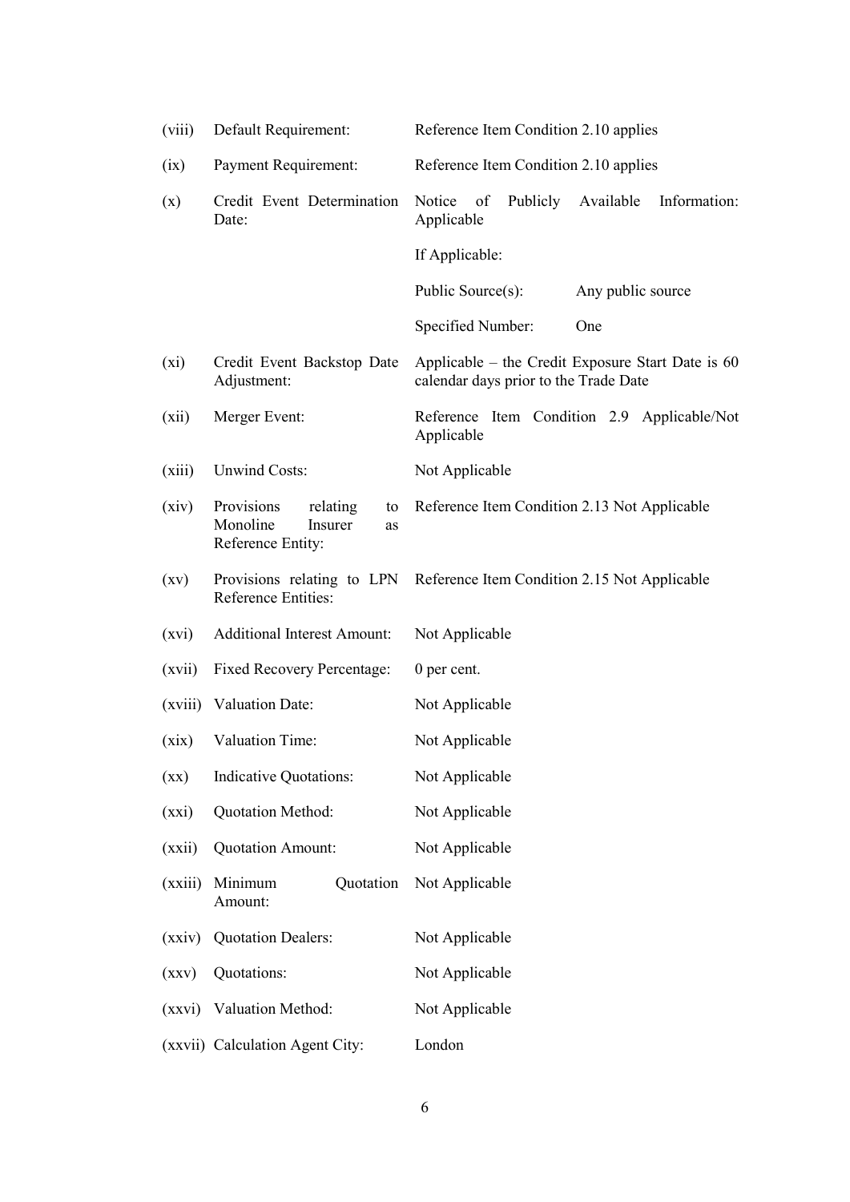| | | |
|---|---|---|
| (viii) | Default Requirement: | Reference Item Condition 2.10 applies |
| (ix) | Payment Requirement: | Reference Item Condition 2.10 applies |
| (x) | Credit Event Determination Date: | Notice of Publicly Available Information: Applicable<br><br>If Applicable:<br><br>Public Source(s): Any public source<br><br>Specified Number: One |
| (xi) | Credit Event Backstop Date Adjustment: | Applicable – the Credit Exposure Start Date is 60 calendar days prior to the Trade Date |
| (xii) | Merger Event: | Reference Item Condition 2.9 Applicable/Not Applicable |
| (xiii) | Unwind Costs: | Not Applicable |
| (xiv) | Provisions relating to Monoline Insurer as Reference Entity: | Reference Item Condition 2.13 Not Applicable |
| (xv) | Provisions relating to LPN Reference Entities: | Reference Item Condition 2.15 Not Applicable |
| (xvi) | Additional Interest Amount: | Not Applicable |
| (xvii) | Fixed Recovery Percentage: | 0 per cent. |
| (xviii) | Valuation Date: | Not Applicable |
| (xix) | Valuation Time: | Not Applicable |
| (xx) | Indicative Quotations: | Not Applicable |
| (xxi) | Quotation Method: | Not Applicable |
| (xxii) | Quotation Amount: | Not Applicable |
| (xxiii) | Minimum Quotation Amount: | Not Applicable |
| (xxiv) | Quotation Dealers: | Not Applicable |
| (xxv) | Quotations: | Not Applicable |
| (xxvi) | Valuation Method: | Not Applicable |
| (xxvii) | Calculation Agent City: | London |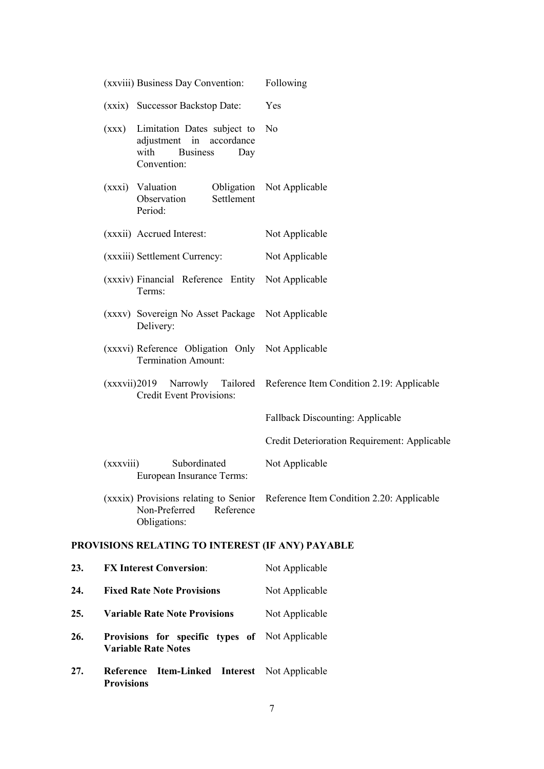| | |
|---|---|
| (xxviii) Business Day Convention: | Following |
| (xxix) Successor Backstop Date: | Yes |
| (xxx) Limitation Dates subject to adjustment in accordance with Business Day Convention: | No |
| (xxxi) Valuation Obligation Observation Settlement Period: | Not Applicable |
| (xxxii) Accrued Interest: | Not Applicable |
| (xxxiii) Settlement Currency: | Not Applicable |
| (xxxiv) Financial Reference Entity Terms: | Not Applicable |
| (xxxv) Sovereign No Asset Package Delivery: | Not Applicable |
| (xxxvi) Reference Obligation Only Termination Amount: | Not Applicable |
| (xxxvii) 2019 Narrowly Tailored Credit Event Provisions: | Reference Item Condition 2.19: Applicable<br><br>Fallback Discounting: Applicable<br><br>Credit Deterioration Requirement: Applicable |
| (xxxviii) Subordinated European Insurance Terms: | Not Applicable |
| (xxxix) Provisions relating to Senior Non-Preferred Reference Obligations: | Reference Item Condition 2.20: Applicable |

## PROVISIONS RELATING TO INTEREST (IF ANY) PAYABLE

| | | |
|---|---|---|
| **23.** | **FX Interest Conversion**: | Not Applicable |
| **24.** | **Fixed Rate Note Provisions** | Not Applicable |
| **25.** | **Variable Rate Note Provisions** | Not Applicable |
| **26.** | **Provisions for specific types of Variable Rate Notes** | Not Applicable |
| **27.** | **Reference Item-Linked Interest Provisions** | Not Applicable |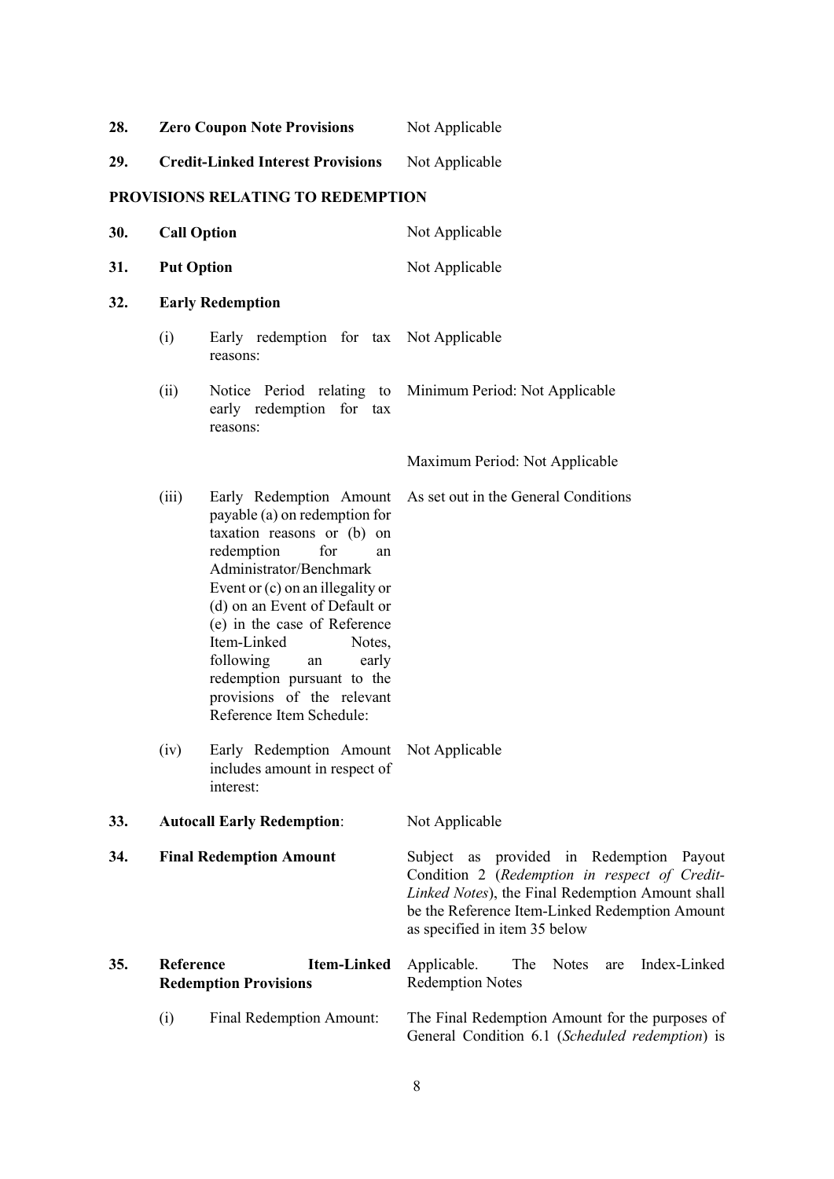| | | | |
|---|---|---|---|
| **28.** | **Zero Coupon Note Provisions** | | Not Applicable |
| **29.** | **Credit-Linked Interest Provisions** | | Not Applicable |

**PROVISIONS RELATING TO REDEMPTION**

| | | | |
|---|---|---|---|
| **30.** | **Call Option** | | Not Applicable |
| **31.** | **Put Option** | | Not Applicable |
| **32.** | **Early Redemption** | | |
| | (i) | Early redemption for tax reasons: | Not Applicable |
| | (ii) | Notice Period relating to early redemption for tax reasons: | Minimum Period: Not Applicable<br><br>Maximum Period: Not Applicable |
| | (iii) | Early Redemption Amount payable (a) on redemption for taxation reasons or (b) on redemption for an Administrator/Benchmark Event or (c) on an illegality or (d) on an Event of Default or (e) in the case of Reference Item-Linked Notes, following an early redemption pursuant to the provisions of the relevant Reference Item Schedule: | As set out in the General Conditions |
| | (iv) | Early Redemption Amount includes amount in respect of interest: | Not Applicable |
| **33.** | **Autocall Early Redemption**: | | Not Applicable |
| **34.** | **Final Redemption Amount** | | Subject as provided in Redemption Payout Condition 2 (*Redemption in respect of Credit-Linked Notes*), the Final Redemption Amount shall be the Reference Item-Linked Redemption Amount as specified in item 35 below |
| **35.** | **Reference Item-Linked Redemption Provisions** | | Applicable. The Notes are Index-Linked Redemption Notes |
| | (i) | Final Redemption Amount: | The Final Redemption Amount for the purposes of General Condition 6.1 (*Scheduled redemption*) is |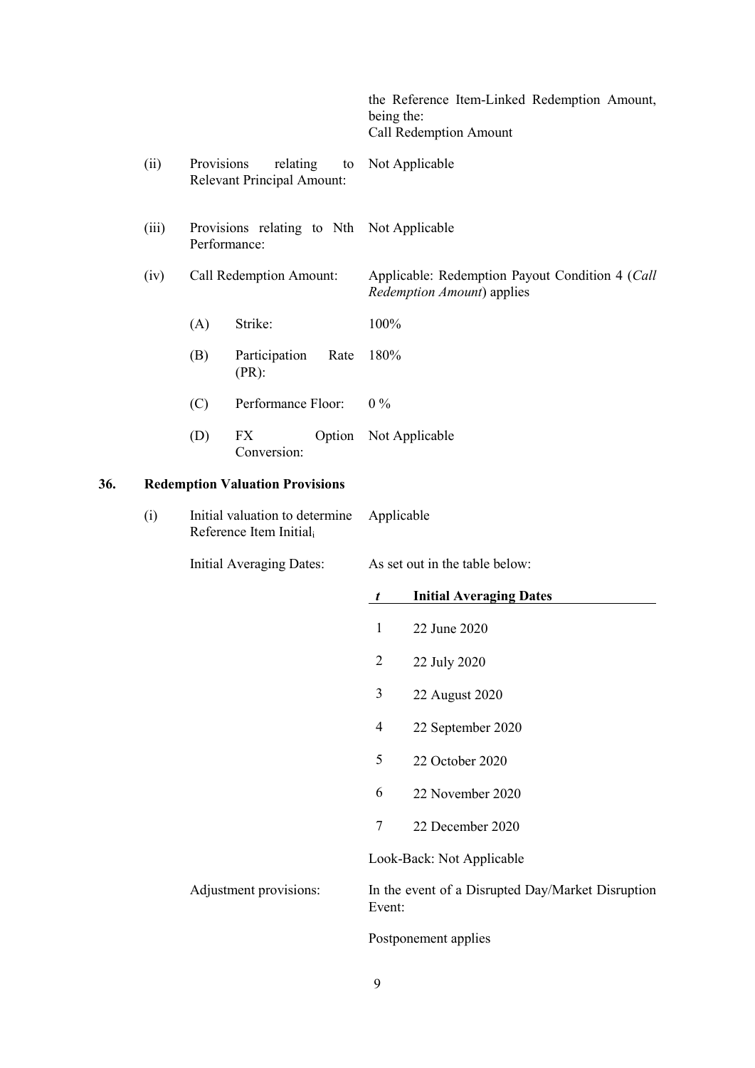| | | |
|---|---|---|
| | | the Reference Item-Linked Redemption Amount, being the: Call Redemption Amount |
| (ii) | Provisions relating to Relevant Principal Amount: | Not Applicable |
| (iii) | Provisions relating to Nth Performance: | Not Applicable |
| (iv) | Call Redemption Amount: | Applicable: Redemption Payout Condition 4 (*Call Redemption Amount*) applies |
| | (A) Strike: | 100% |
| | (B) Participation Rate (PR): | 180% |
| | (C) Performance Floor: | 0 % |
| | (D) FX Option Conversion: | Not Applicable |

**36. Redemption Valuation Provisions**

| | | |
|---|---|---|
| (i) | Initial valuation to determine Reference Item $\text{Initial}_i$ | Applicable |
| | Initial Averaging Dates: | As set out in the table below: |

| *t* | **Initial Averaging Dates** |
|---|---|
| 1 | 22 June 2020 |
| 2 | 22 July 2020 |
| 3 | 22 August 2020 |
| 4 | 22 September 2020 |
| 5 | 22 October 2020 |
| 6 | 22 November 2020 |
| 7 | 22 December 2020 |

Look-Back: Not Applicable

| | |
|---|---|
| Adjustment provisions: | In the event of a Disrupted Day/Market Disruption Event: |
| | Postponement applies |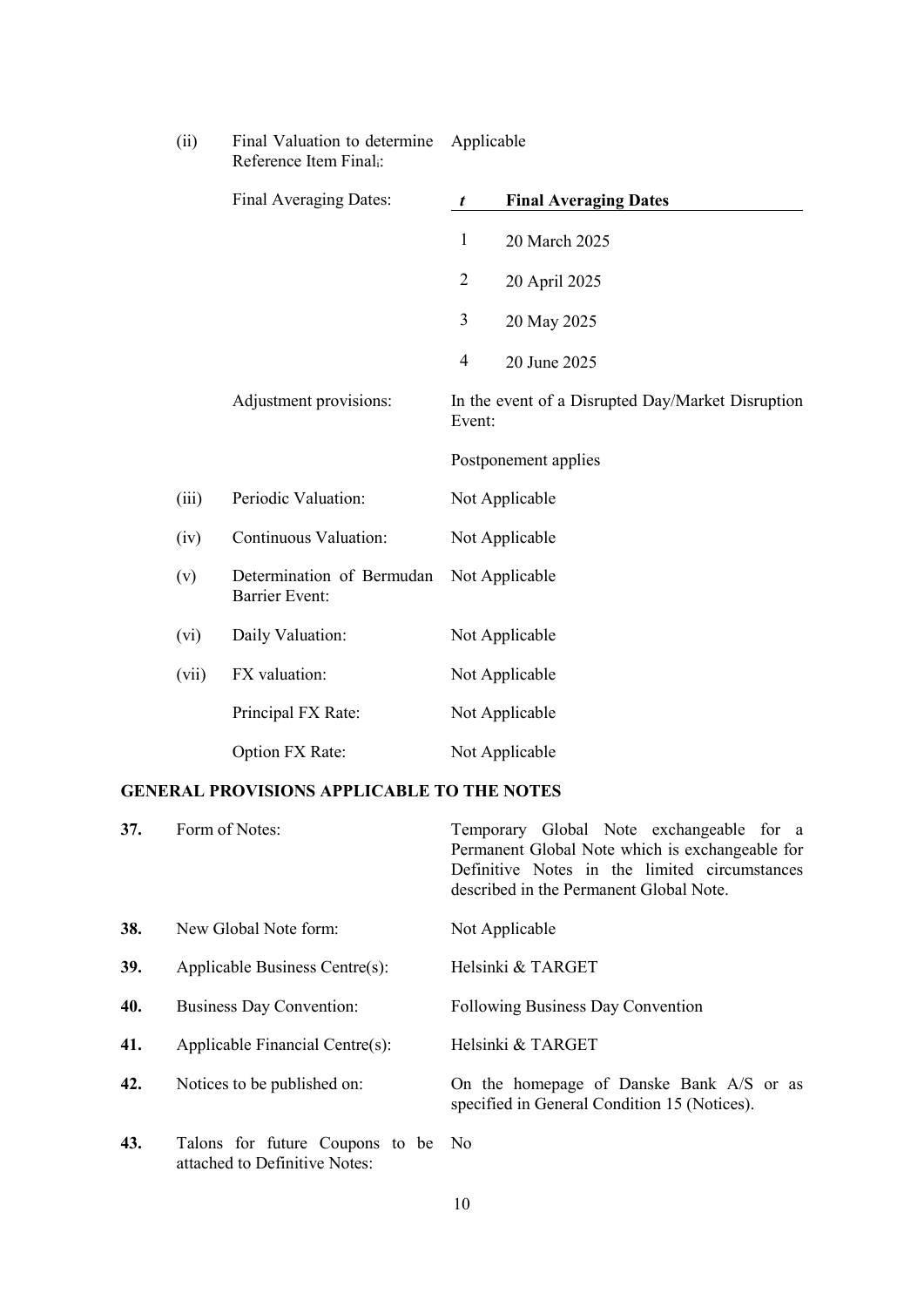| | | |
|---|---|---|
| (ii) | Final Valuation to determine Reference Item Final$_i$: | Applicable |
| | Final Averaging Dates: | |

| *t* | **Final Averaging Dates** |
|---|---|
| 1 | 20 March 2025 |
| 2 | 20 April 2025 |
| 3 | 20 May 2025 |
| 4 | 20 June 2025 |

| | | |
|---|---|---|
| | Adjustment provisions: | In the event of a Disrupted Day/Market Disruption Event:<br><br>Postponement applies |
| (iii) | Periodic Valuation: | Not Applicable |
| (iv) | Continuous Valuation: | Not Applicable |
| (v) | Determination of Bermudan Barrier Event: | Not Applicable |
| (vi) | Daily Valuation: | Not Applicable |
| (vii) | FX valuation: | Not Applicable |
| | Principal FX Rate: | Not Applicable |
| | Option FX Rate: | Not Applicable |

**GENERAL PROVISIONS APPLICABLE TO THE NOTES**

| | | |
|---|---|---|
| **37.** | Form of Notes: | Temporary Global Note exchangeable for a Permanent Global Note which is exchangeable for Definitive Notes in the limited circumstances described in the Permanent Global Note. |
| **38.** | New Global Note form: | Not Applicable |
| **39.** | Applicable Business Centre(s): | Helsinki & TARGET |
| **40.** | Business Day Convention: | Following Business Day Convention |
| **41.** | Applicable Financial Centre(s): | Helsinki & TARGET |
| **42.** | Notices to be published on: | On the homepage of Danske Bank A/S or as specified in General Condition 15 (Notices). |
| **43.** | Talons for future Coupons to be attached to Definitive Notes: | No |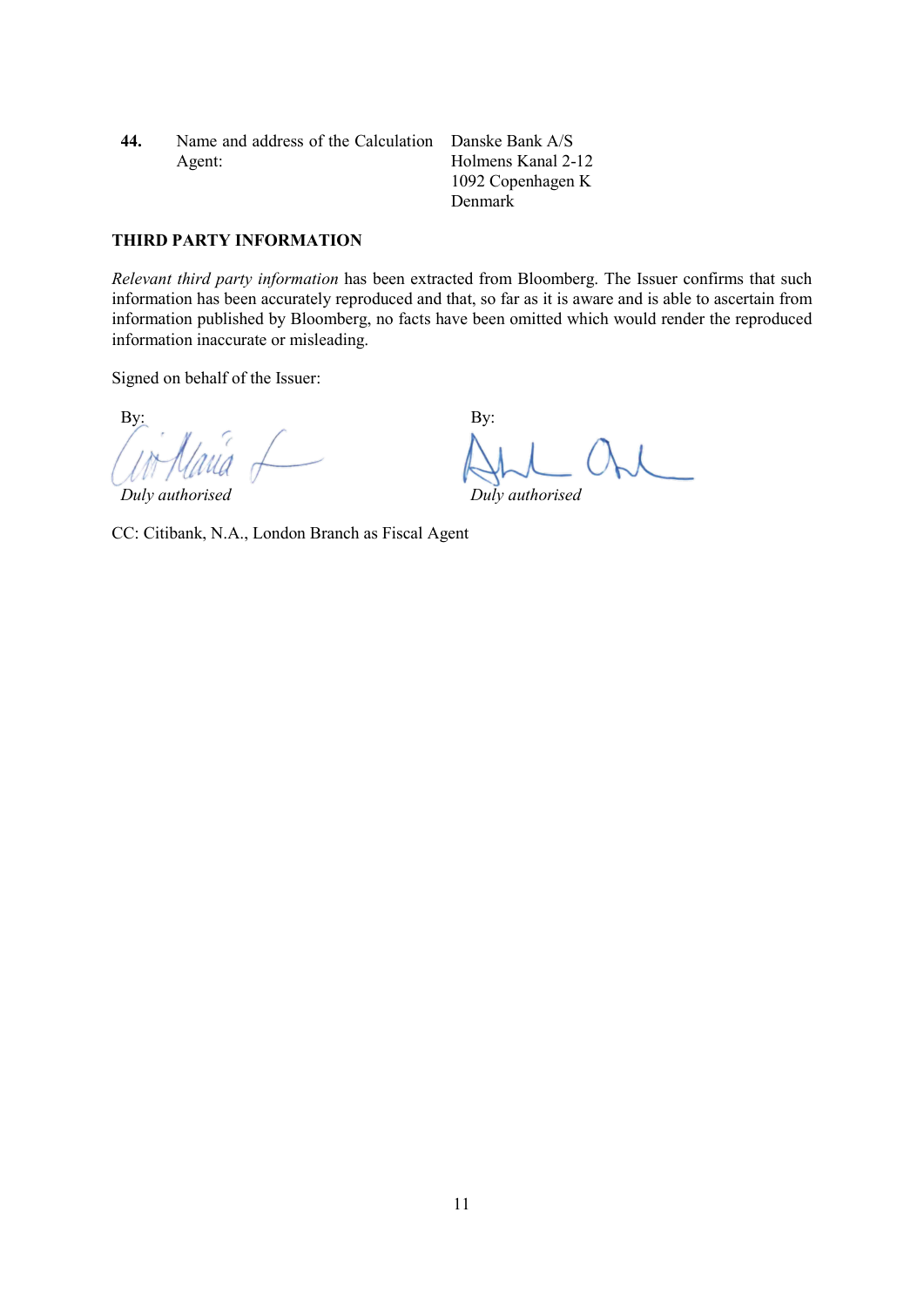| | | |
|---|---|---|
| **44.** | Name and address of the Calculation Agent: | Danske Bank A/S<br>Holmens Kanal 2-12<br>1092 Copenhagen K<br>Denmark |

**THIRD PARTY INFORMATION**

*Relevant third party information* has been extracted from Bloomberg. The Issuer confirms that such information has been accurately reproduced and that, so far as it is aware and is able to ascertain from information published by Bloomberg, no facts have been omitted which would render the reproduced information inaccurate or misleading.

Signed on behalf of the Issuer:

| | |
|---|---|
| By: | By: |
| *Duly authorised* | *Duly authorised* |

CC: Citibank, N.A., London Branch as Fiscal Agent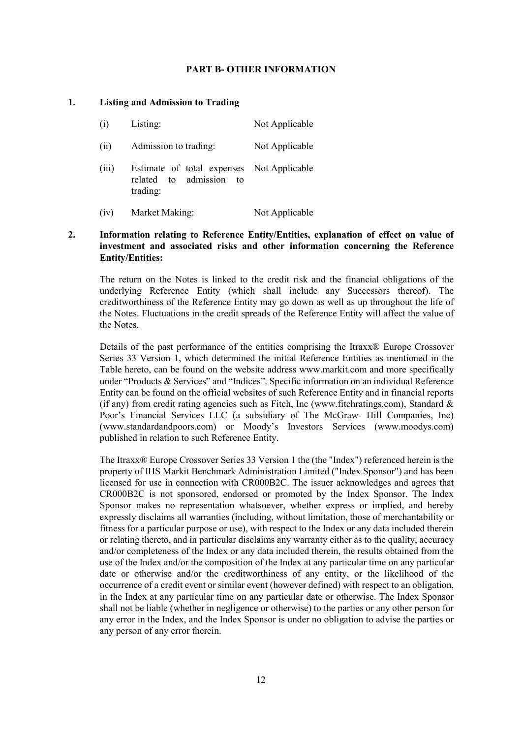## PART B- OTHER INFORMATION

### 1. Listing and Admission to Trading

| | | |
|---|---|---|
| (i) | Listing: | Not Applicable |
| (ii) | Admission to trading: | Not Applicable |
| (iii) | Estimate of total expenses related to admission to trading: | Not Applicable |
| (iv) | Market Making: | Not Applicable |

### 2. Information relating to Reference Entity/Entities, explanation of effect on value of investment and associated risks and other information concerning the Reference Entity/Entities:

The return on the Notes is linked to the credit risk and the financial obligations of the underlying Reference Entity (which shall include any Successors thereof). The creditworthiness of the Reference Entity may go down as well as up throughout the life of the Notes. Fluctuations in the credit spreads of the Reference Entity will affect the value of the Notes.

Details of the past performance of the entities comprising the Itraxx® Europe Crossover Series 33 Version 1, which determined the initial Reference Entities as mentioned in the Table hereto, can be found on the website address www.markit.com and more specifically under "Products & Services" and "Indices". Specific information on an individual Reference Entity can be found on the official websites of such Reference Entity and in financial reports (if any) from credit rating agencies such as Fitch, Inc (www.fitchratings.com), Standard & Poor's Financial Services LLC (a subsidiary of The McGraw- Hill Companies, Inc) (www.standardandpoors.com) or Moody's Investors Services (www.moodys.com) published in relation to such Reference Entity.

The Itraxx® Europe Crossover Series 33 Version 1 the (the "Index") referenced herein is the property of IHS Markit Benchmark Administration Limited ("Index Sponsor") and has been licensed for use in connection with CR000B2C. The issuer acknowledges and agrees that CR000B2C is not sponsored, endorsed or promoted by the Index Sponsor. The Index Sponsor makes no representation whatsoever, whether express or implied, and hereby expressly disclaims all warranties (including, without limitation, those of merchantability or fitness for a particular purpose or use), with respect to the Index or any data included therein or relating thereto, and in particular disclaims any warranty either as to the quality, accuracy and/or completeness of the Index or any data included therein, the results obtained from the use of the Index and/or the composition of the Index at any particular time on any particular date or otherwise and/or the creditworthiness of any entity, or the likelihood of the occurrence of a credit event or similar event (however defined) with respect to an obligation, in the Index at any particular time on any particular date or otherwise. The Index Sponsor shall not be liable (whether in negligence or otherwise) to the parties or any other person for any error in the Index, and the Index Sponsor is under no obligation to advise the parties or any person of any error therein.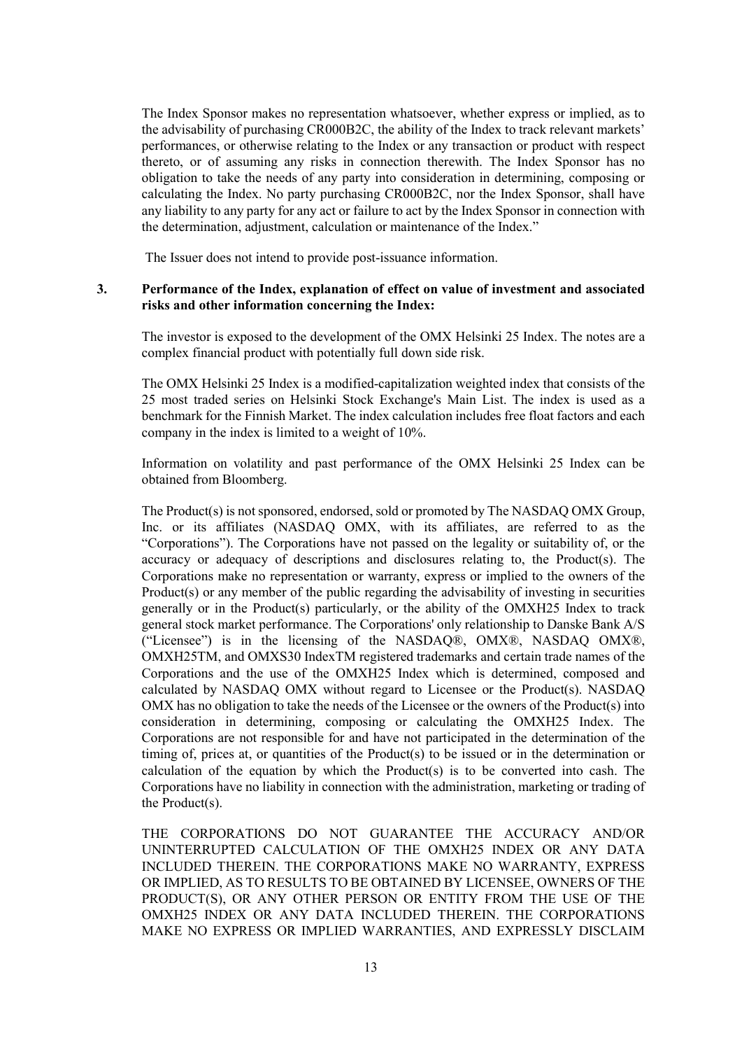The Index Sponsor makes no representation whatsoever, whether express or implied, as to the advisability of purchasing CR000B2C, the ability of the Index to track relevant markets' performances, or otherwise relating to the Index or any transaction or product with respect thereto, or of assuming any risks in connection therewith. The Index Sponsor has no obligation to take the needs of any party into consideration in determining, composing or calculating the Index. No party purchasing CR000B2C, nor the Index Sponsor, shall have any liability to any party for any act or failure to act by the Index Sponsor in connection with the determination, adjustment, calculation or maintenance of the Index."

The Issuer does not intend to provide post-issuance information.

**3. Performance of the Index, explanation of effect on value of investment and associated risks and other information concerning the Index:**

The investor is exposed to the development of the OMX Helsinki 25 Index. The notes are a complex financial product with potentially full down side risk.

The OMX Helsinki 25 Index is a modified-capitalization weighted index that consists of the 25 most traded series on Helsinki Stock Exchange's Main List. The index is used as a benchmark for the Finnish Market. The index calculation includes free float factors and each company in the index is limited to a weight of 10%.

Information on volatility and past performance of the OMX Helsinki 25 Index can be obtained from Bloomberg.

The Product(s) is not sponsored, endorsed, sold or promoted by The NASDAQ OMX Group, Inc. or its affiliates (NASDAQ OMX, with its affiliates, are referred to as the "Corporations"). The Corporations have not passed on the legality or suitability of, or the accuracy or adequacy of descriptions and disclosures relating to, the Product(s). The Corporations make no representation or warranty, express or implied to the owners of the Product(s) or any member of the public regarding the advisability of investing in securities generally or in the Product(s) particularly, or the ability of the OMXH25 Index to track general stock market performance. The Corporations' only relationship to Danske Bank A/S ("Licensee") is in the licensing of the NASDAQ®, OMX®, NASDAQ OMX®, OMXH25TM, and OMXS30 IndexTM registered trademarks and certain trade names of the Corporations and the use of the OMXH25 Index which is determined, composed and calculated by NASDAQ OMX without regard to Licensee or the Product(s). NASDAQ OMX has no obligation to take the needs of the Licensee or the owners of the Product(s) into consideration in determining, composing or calculating the OMXH25 Index. The Corporations are not responsible for and have not participated in the determination of the timing of, prices at, or quantities of the Product(s) to be issued or in the determination or calculation of the equation by which the Product(s) is to be converted into cash. The Corporations have no liability in connection with the administration, marketing or trading of the Product(s).

THE CORPORATIONS DO NOT GUARANTEE THE ACCURACY AND/OR UNINTERRUPTED CALCULATION OF THE OMXH25 INDEX OR ANY DATA INCLUDED THEREIN. THE CORPORATIONS MAKE NO WARRANTY, EXPRESS OR IMPLIED, AS TO RESULTS TO BE OBTAINED BY LICENSEE, OWNERS OF THE PRODUCT(S), OR ANY OTHER PERSON OR ENTITY FROM THE USE OF THE OMXH25 INDEX OR ANY DATA INCLUDED THEREIN. THE CORPORATIONS MAKE NO EXPRESS OR IMPLIED WARRANTIES, AND EXPRESSLY DISCLAIM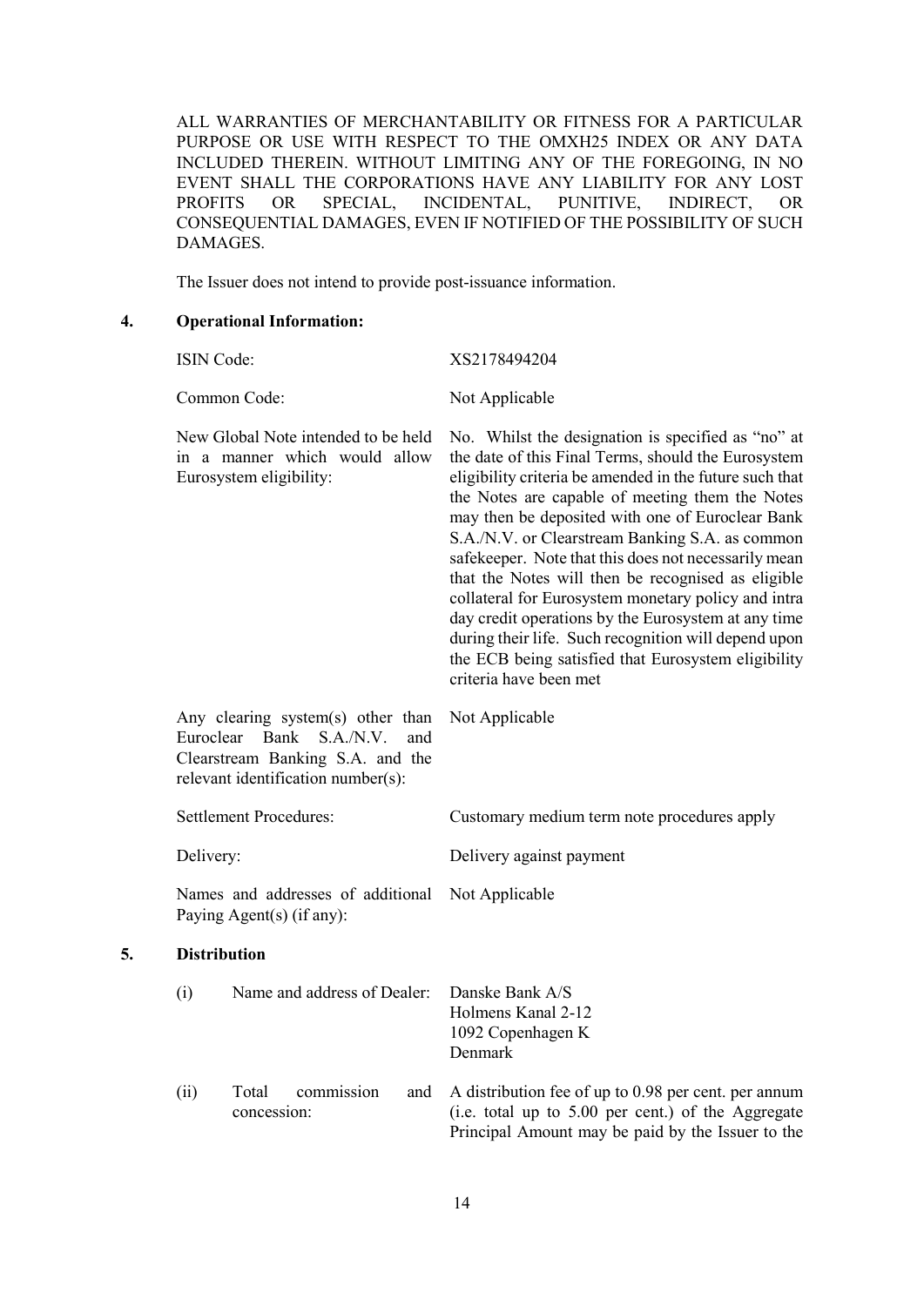ALL WARRANTIES OF MERCHANTABILITY OR FITNESS FOR A PARTICULAR PURPOSE OR USE WITH RESPECT TO THE OMXH25 INDEX OR ANY DATA INCLUDED THEREIN. WITHOUT LIMITING ANY OF THE FOREGOING, IN NO EVENT SHALL THE CORPORATIONS HAVE ANY LIABILITY FOR ANY LOST PROFITS OR SPECIAL, INCIDENTAL, PUNITIVE, INDIRECT, OR CONSEQUENTIAL DAMAGES, EVEN IF NOTIFIED OF THE POSSIBILITY OF SUCH DAMAGES.

The Issuer does not intend to provide post-issuance information.

## 4. Operational Information:

| | |
|---|---|
| ISIN Code: | XS2178494204 |
| Common Code: | Not Applicable |
| New Global Note intended to be held in a manner which would allow Eurosystem eligibility: | No. Whilst the designation is specified as "no" at the date of this Final Terms, should the Eurosystem eligibility criteria be amended in the future such that the Notes are capable of meeting them the Notes may then be deposited with one of Euroclear Bank S.A./N.V. or Clearstream Banking S.A. as common safekeeper. Note that this does not necessarily mean that the Notes will then be recognised as eligible collateral for Eurosystem monetary policy and intra day credit operations by the Eurosystem at any time during their life. Such recognition will depend upon the ECB being satisfied that Eurosystem eligibility criteria have been met |
| Any clearing system(s) other than Euroclear Bank S.A./N.V. and Clearstream Banking S.A. and the relevant identification number(s): | Not Applicable |
| Settlement Procedures: | Customary medium term note procedures apply |
| Delivery: | Delivery against payment |
| Names and addresses of additional Paying Agent(s) (if any): | Not Applicable |

## 5. Distribution

| | | |
|---|---|---|
| (i) | Name and address of Dealer: | Danske Bank A/S<br>Holmens Kanal 2-12<br>1092 Copenhagen K<br>Denmark |
| (ii) | Total commission and concession: | A distribution fee of up to 0.98 per cent. per annum (i.e. total up to 5.00 per cent.) of the Aggregate Principal Amount may be paid by the Issuer to the |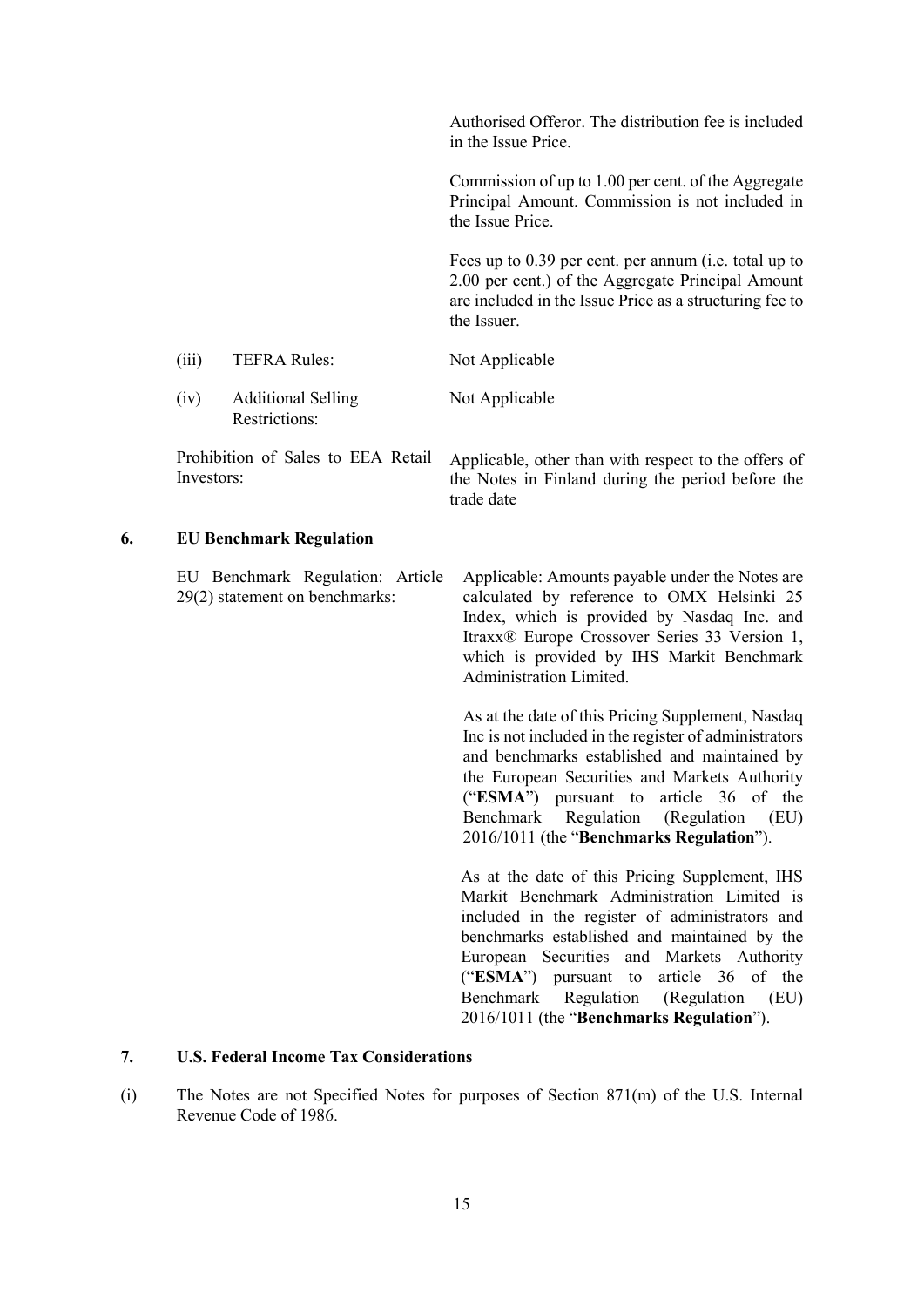| | | |
|---|---|---|
| | | Authorised Offeror. The distribution fee is included in the Issue Price.<br><br>Commission of up to 1.00 per cent. of the Aggregate Principal Amount. Commission is not included in the Issue Price.<br><br>Fees up to 0.39 per cent. per annum (i.e. total up to 2.00 per cent.) of the Aggregate Principal Amount are included in the Issue Price as a structuring fee to the Issuer. |
| (iii) | TEFRA Rules: | Not Applicable |
| (iv) | Additional Selling Restrictions: | Not Applicable |
| Prohibition of Sales to EEA Retail Investors: | | Applicable, other than with respect to the offers of the Notes in Finland during the period before the trade date |

## 6. EU Benchmark Regulation

| | |
|---|---|
| EU Benchmark Regulation: Article 29(2) statement on benchmarks: | Applicable: Amounts payable under the Notes are calculated by reference to OMX Helsinki 25 Index, which is provided by Nasdaq Inc. and Itraxx® Europe Crossover Series 33 Version 1, which is provided by IHS Markit Benchmark Administration Limited.<br><br>As at the date of this Pricing Supplement, Nasdaq Inc is not included in the register of administrators and benchmarks established and maintained by the European Securities and Markets Authority ("**ESMA**") pursuant to article 36 of the Benchmark Regulation (Regulation (EU) 2016/1011 (the "**Benchmarks Regulation**").<br><br>As at the date of this Pricing Supplement, IHS Markit Benchmark Administration Limited is included in the register of administrators and benchmarks established and maintained by the European Securities and Markets Authority ("**ESMA**") pursuant to article 36 of the Benchmark Regulation (Regulation (EU) 2016/1011 (the "**Benchmarks Regulation**"). |

## 7. U.S. Federal Income Tax Considerations

(i) The Notes are not Specified Notes for purposes of Section 871(m) of the U.S. Internal Revenue Code of 1986.